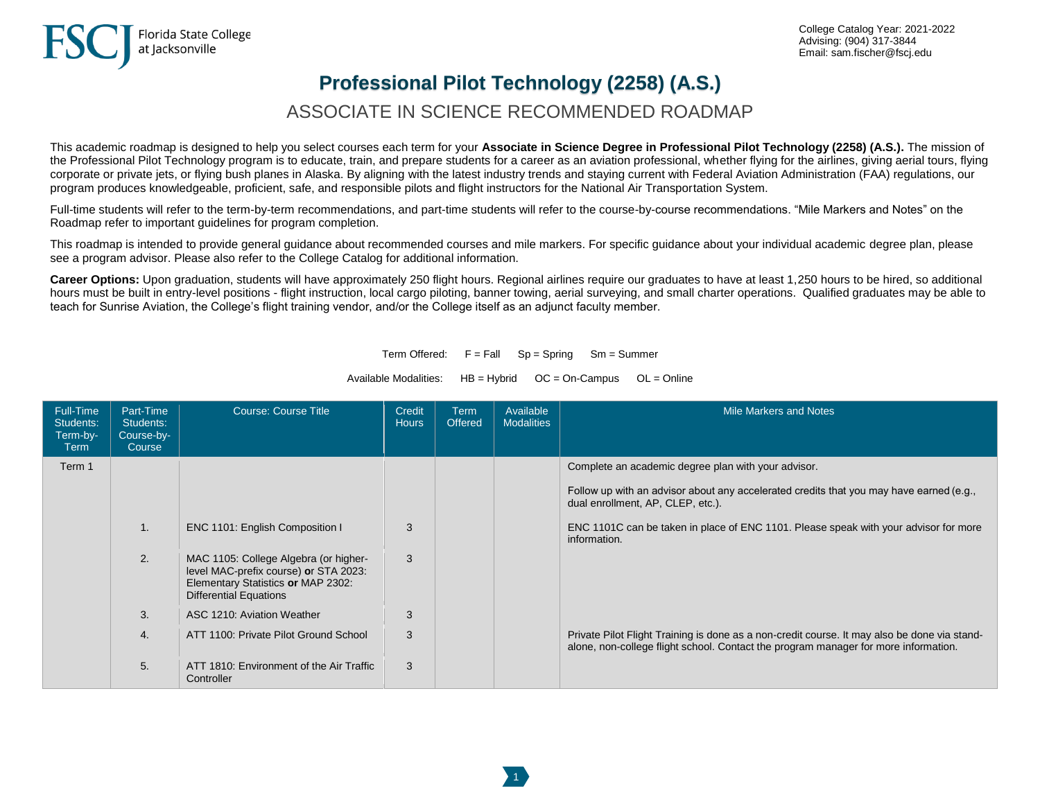College Catalog Year: 2021-2022
Advising: (904) 317-3844
Email: sam.fischer@fscj.edu

# Professional Pilot Technology (2258) (A.S.)

## ASSOCIATE IN SCIENCE RECOMMENDED ROADMAP

This academic roadmap is designed to help you select courses each term for your **Associate in Science Degree in Professional Pilot Technology (2258) (A.S.).** The mission of the Professional Pilot Technology program is to educate, train, and prepare students for a career as an aviation professional, whether flying for the airlines, giving aerial tours, flying corporate or private jets, or flying bush planes in Alaska. By aligning with the latest industry trends and staying current with Federal Aviation Administration (FAA) regulations, our program produces knowledgeable, proficient, safe, and responsible pilots and flight instructors for the National Air Transportation System.

Full-time students will refer to the term-by-term recommendations, and part-time students will refer to the course-by-course recommendations. "Mile Markers and Notes" on the Roadmap refer to important guidelines for program completion.

This roadmap is intended to provide general guidance about recommended courses and mile markers. For specific guidance about your individual academic degree plan, please see a program advisor. Please also refer to the College Catalog for additional information.

**Career Options:** Upon graduation, students will have approximately 250 flight hours. Regional airlines require our graduates to have at least 1,250 hours to be hired, so additional hours must be built in entry-level positions - flight instruction, local cargo piloting, banner towing, aerial surveying, and small charter operations. Qualified graduates may be able to teach for Sunrise Aviation, the College's flight training vendor, and/or the College itself as an adjunct faculty member.

Term Offered: F = Fall Sp = Spring Sm = Summer

Available Modalities: HB = Hybrid OC = On-Campus OL = Online

| Full-Time Students: Term-by-Term | Part-Time Students: Course-by-Course | Course: Course Title | Credit Hours | Term Offered | Available Modalities | Mile Markers and Notes |
|---|---|---|---|---|---|---|
| Term 1 | | | | | | Complete an academic degree plan with your advisor.<br><br>Follow up with an advisor about any accelerated credits that you may have earned (e.g., dual enrollment, AP, CLEP, etc.). |
| | 1. | ENC 1101: English Composition I | 3 | | | ENC 1101C can be taken in place of ENC 1101. Please speak with your advisor for more information. |
| | 2. | MAC 1105: College Algebra (or higher-level MAC-prefix course) **or** STA 2023: Elementary Statistics **or** MAP 2302: Differential Equations | 3 | | | |
| | 3. | ASC 1210: Aviation Weather | 3 | | | |
| | 4. | ATT 1100: Private Pilot Ground School | 3 | | | Private Pilot Flight Training is done as a non-credit course. It may also be done via stand-alone, non-college flight school. Contact the program manager for more information. |
| | 5. | ATT 1810: Environment of the Air Traffic Controller | 3 | | | |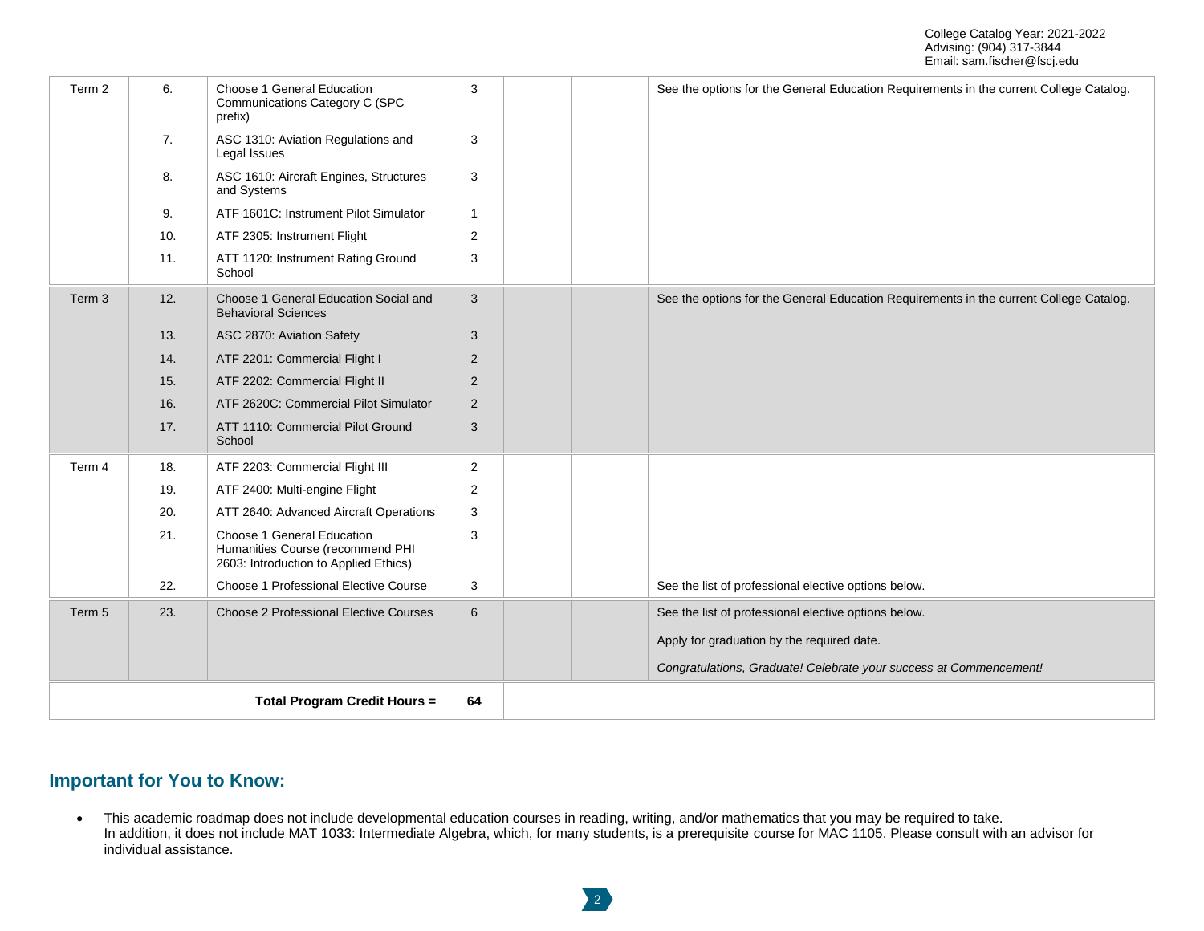College Catalog Year: 2021-2022
Advising: (904) 317-3844
Email: sam.fischer@fscj.edu

| | | | | | | |
|---|---|---|---|---|---|---|
| Term 2 | 6. | Choose 1 General Education Communications Category C (SPC prefix) | 3 | | | See the options for the General Education Requirements in the current College Catalog. |
| | 7. | ASC 1310: Aviation Regulations and Legal Issues | 3 | | | |
| | 8. | ASC 1610: Aircraft Engines, Structures and Systems | 3 | | | |
| | 9. | ATF 1601C: Instrument Pilot Simulator | 1 | | | |
| | 10. | ATF 2305: Instrument Flight | 2 | | | |
| | 11. | ATT 1120: Instrument Rating Ground School | 3 | | | |
| Term 3 | 12. | Choose 1 General Education Social and Behavioral Sciences | 3 | | | See the options for the General Education Requirements in the current College Catalog. |
| | 13. | ASC 2870: Aviation Safety | 3 | | | |
| | 14. | ATF 2201: Commercial Flight I | 2 | | | |
| | 15. | ATF 2202: Commercial Flight II | 2 | | | |
| | 16. | ATF 2620C: Commercial Pilot Simulator | 2 | | | |
| | 17. | ATT 1110: Commercial Pilot Ground School | 3 | | | |
| Term 4 | 18. | ATF 2203: Commercial Flight III | 2 | | | |
| | 19. | ATF 2400: Multi-engine Flight | 2 | | | |
| | 20. | ATT 2640: Advanced Aircraft Operations | 3 | | | |
| | 21. | Choose 1 General Education Humanities Course (recommend PHI 2603: Introduction to Applied Ethics) | 3 | | | |
| | 22. | Choose 1 Professional Elective Course | 3 | | | See the list of professional elective options below. |
| Term 5 | 23. | Choose 2 Professional Elective Courses | 6 | | | See the list of professional elective options below. Apply for graduation by the required date. *Congratulations, Graduate! Celebrate your success at Commencement!* |
| | | **Total Program Credit Hours =** | **64** | | | |

## Important for You to Know:

- This academic roadmap does not include developmental education courses in reading, writing, and/or mathematics that you may be required to take. In addition, it does not include MAT 1033: Intermediate Algebra, which, for many students, is a prerequisite course for MAC 1105. Please consult with an advisor for individual assistance.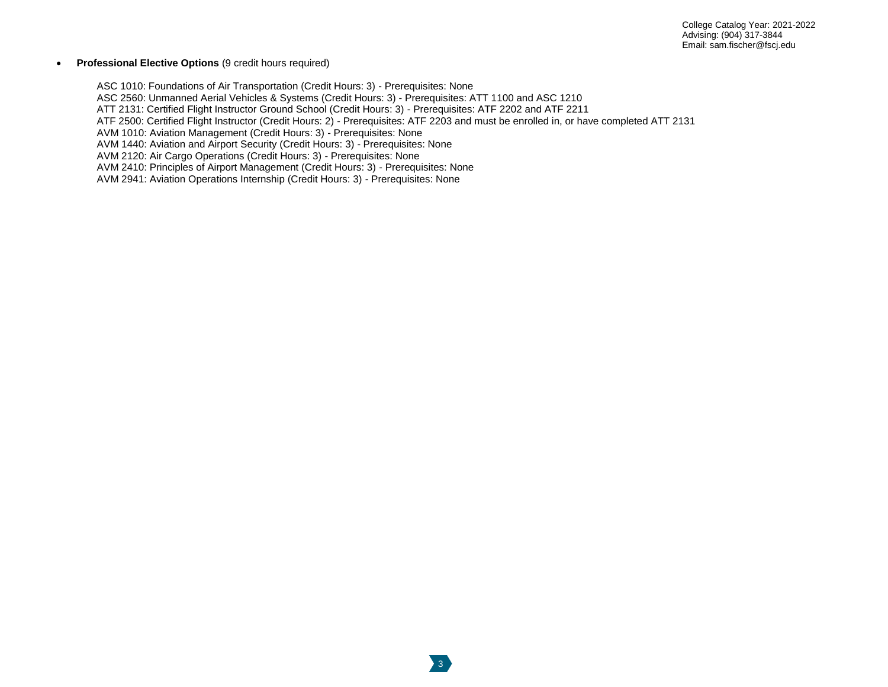- **Professional Elective Options** (9 credit hours required)

  ASC 1010: Foundations of Air Transportation (Credit Hours: 3) - Prerequisites: None
  ASC 2560: Unmanned Aerial Vehicles & Systems (Credit Hours: 3) - Prerequisites: ATT 1100 and ASC 1210
  ATT 2131: Certified Flight Instructor Ground School (Credit Hours: 3) - Prerequisites: ATF 2202 and ATF 2211
  ATF 2500: Certified Flight Instructor (Credit Hours: 2) - Prerequisites: ATF 2203 and must be enrolled in, or have completed ATT 2131
  AVM 1010: Aviation Management (Credit Hours: 3) - Prerequisites: None
  AVM 1440: Aviation and Airport Security (Credit Hours: 3) - Prerequisites: None
  AVM 2120: Air Cargo Operations (Credit Hours: 3) - Prerequisites: None
  AVM 2410: Principles of Airport Management (Credit Hours: 3) - Prerequisites: None
  AVM 2941: Aviation Operations Internship (Credit Hours: 3) - Prerequisites: None